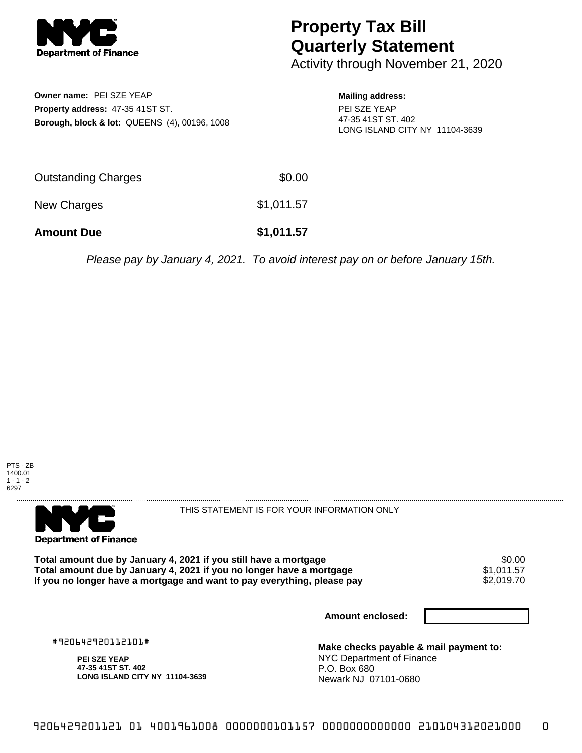# Property Tax Bill Quarterly Statement

Activity through November 21, 2020

**Owner name:** PEI SZE YEAP
**Property address:** 47-35 41ST ST.
**Borough, block & lot:** QUEENS (4), 00196, 1008

**Mailing address:**
PEI SZE YEAP
47-35 41ST ST. 402
LONG ISLAND CITY NY 11104-3639

| | |
|---|---|
| Outstanding Charges | $0.00 |
| New Charges | $1,011.57 |
| **Amount Due** | **$1,011.57** |

*Please pay by January 4, 2021. To avoid interest pay on or before January 15th.*

PTS - ZB
1400.01
1 - 1 - 2
6297

THIS STATEMENT IS FOR YOUR INFORMATION ONLY

| | |
|---|---|
| **Total amount due by January 4, 2021 if you still have a mortgage** | $0.00 |
| **Total amount due by January 4, 2021 if you no longer have a mortgage** | $1,011.57 |
| **If you no longer have a mortgage and want to pay everything, please pay** | $2,019.70 |

**Amount enclosed:**

#920642920112101#

**PEI SZE YEAP**
**47-35 41ST ST. 402**
**LONG ISLAND CITY NY 11104-3639**

**Make checks payable & mail payment to:**
NYC Department of Finance
P.O. Box 680
Newark NJ 07101-0680

9206429201121 01 4001961008 0000000101157 0000000000000 210104312021000 0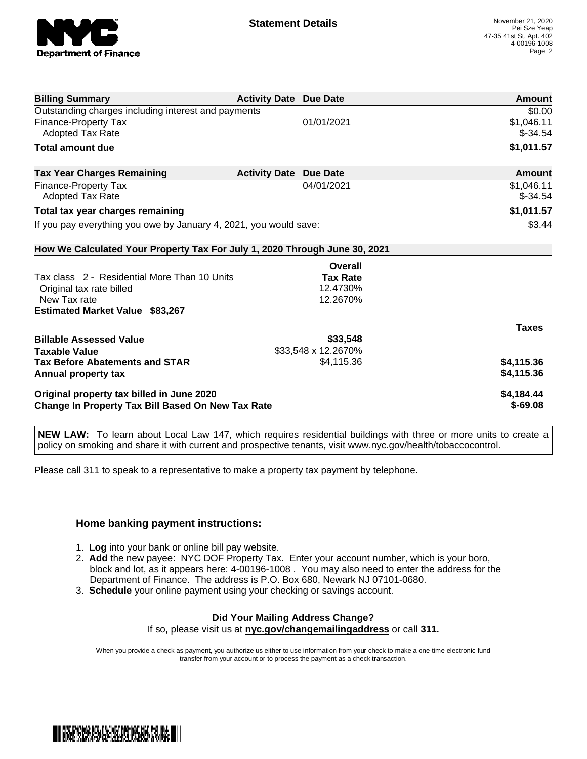# Statement Details

November 21, 2020
Pei Sze Yeap
47-35 41st St. Apt. 402
4-00196-1008

| Billing Summary | Activity Date | Due Date | Amount |
|---|---|---|---|
| Outstanding charges including interest and payments | | | $0.00 |
| Finance-Property Tax | | 01/01/2021 | $1,046.11 |
| Adopted Tax Rate | | | $-34.54 |
| **Total amount due** | | | **$1,011.57** |

| Tax Year Charges Remaining | Activity Date | Due Date | Amount |
|---|---|---|---|
| Finance-Property Tax | | 04/01/2021 | $1,046.11 |
| Adopted Tax Rate | | | $-34.54 |
| **Total tax year charges remaining** | | | **$1,011.57** |
| If you pay everything you owe by January 4, 2021, you would save: | | | $3.44 |

## How We Calculated Your Property Tax For July 1, 2020 Through June 30, 2021

| | Overall Tax Rate | |
|---|---|---|
| Tax class 2 - Residential More Than 10 Units | | |
| Original tax rate billed | 12.4730% | |
| New Tax rate | 12.2670% | |
| **Estimated Market Value $83,267** | | |
| | | **Taxes** |
| **Billable Assessed Value** | **$33,548** | |
| **Taxable Value** | $33,548 x 12.2670% | |
| **Tax Before Abatements and STAR** | $4,115.36 | **$4,115.36** |
| **Annual property tax** | | **$4,115.36** |
| **Original property tax billed in June 2020** | | **$4,184.44** |
| **Change In Property Tax Bill Based On New Tax Rate** | | **$-69.08** |

**NEW LAW:** To learn about Local Law 147, which requires residential buildings with three or more units to create a policy on smoking and share it with current and prospective tenants, visit www.nyc.gov/health/tobaccocontrol.

Please call 311 to speak to a representative to make a property tax payment by telephone.

### Home banking payment instructions:

1. **Log** into your bank or online bill pay website.
2. **Add** the new payee: NYC DOF Property Tax. Enter your account number, which is your boro, block and lot, as it appears here: 4-00196-1008 . You may also need to enter the address for the Department of Finance. The address is P.O. Box 680, Newark NJ 07101-0680.
3. **Schedule** your online payment using your checking or savings account.

**Did Your Mailing Address Change?**
If so, please visit us at **nyc.gov/changemailingaddress** or call **311.**

When you provide a check as payment, you authorize us either to use information from your check to make a one-time electronic fund transfer from your account or to process the payment as a check transaction.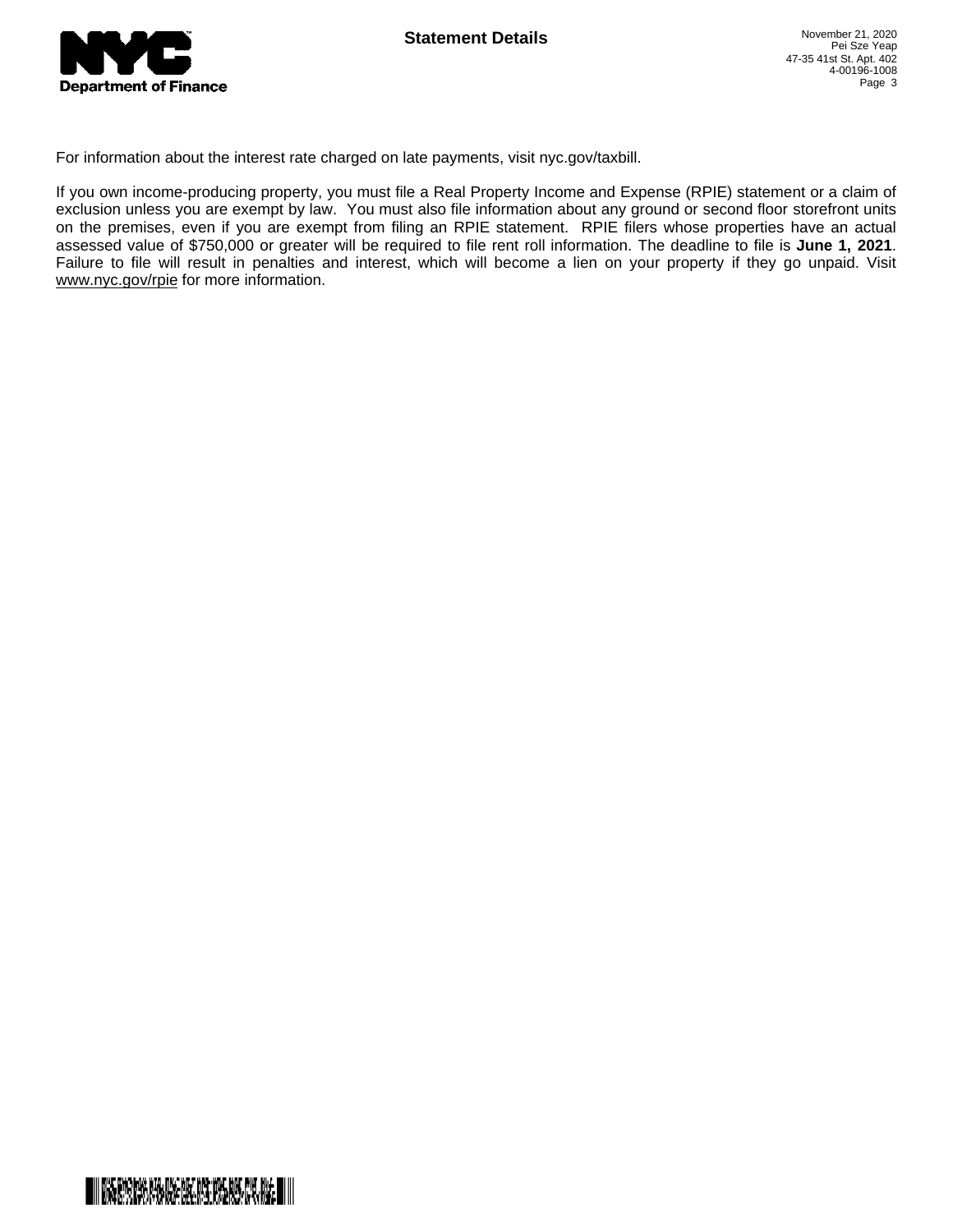For information about the interest rate charged on late payments, visit nyc.gov/taxbill.

If you own income-producing property, you must file a Real Property Income and Expense (RPIE) statement or a claim of exclusion unless you are exempt by law. You must also file information about any ground or second floor storefront units on the premises, even if you are exempt from filing an RPIE statement. RPIE filers whose properties have an actual assessed value of $750,000 or greater will be required to file rent roll information. The deadline to file is **June 1, 2021**. Failure to file will result in penalties and interest, which will become a lien on your property if they go unpaid. Visit www.nyc.gov/rpie for more information.